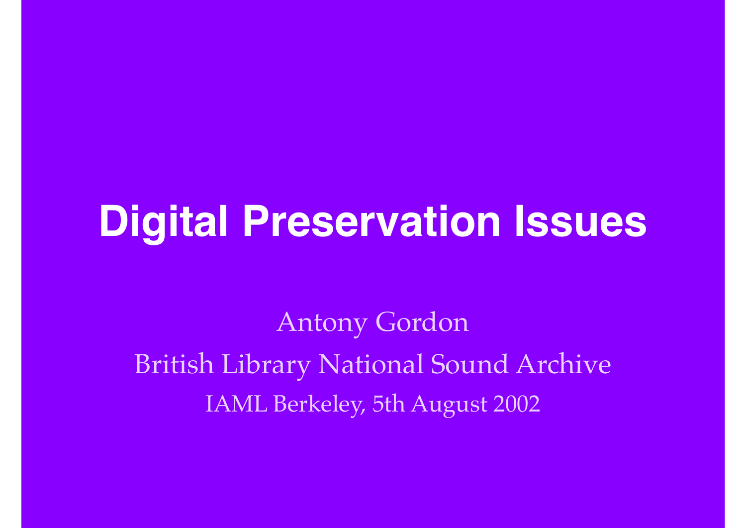# Digital Preservation Issues

Antony Gordon

British Library National Sound Archive

IAML Berkeley, 5th August 2002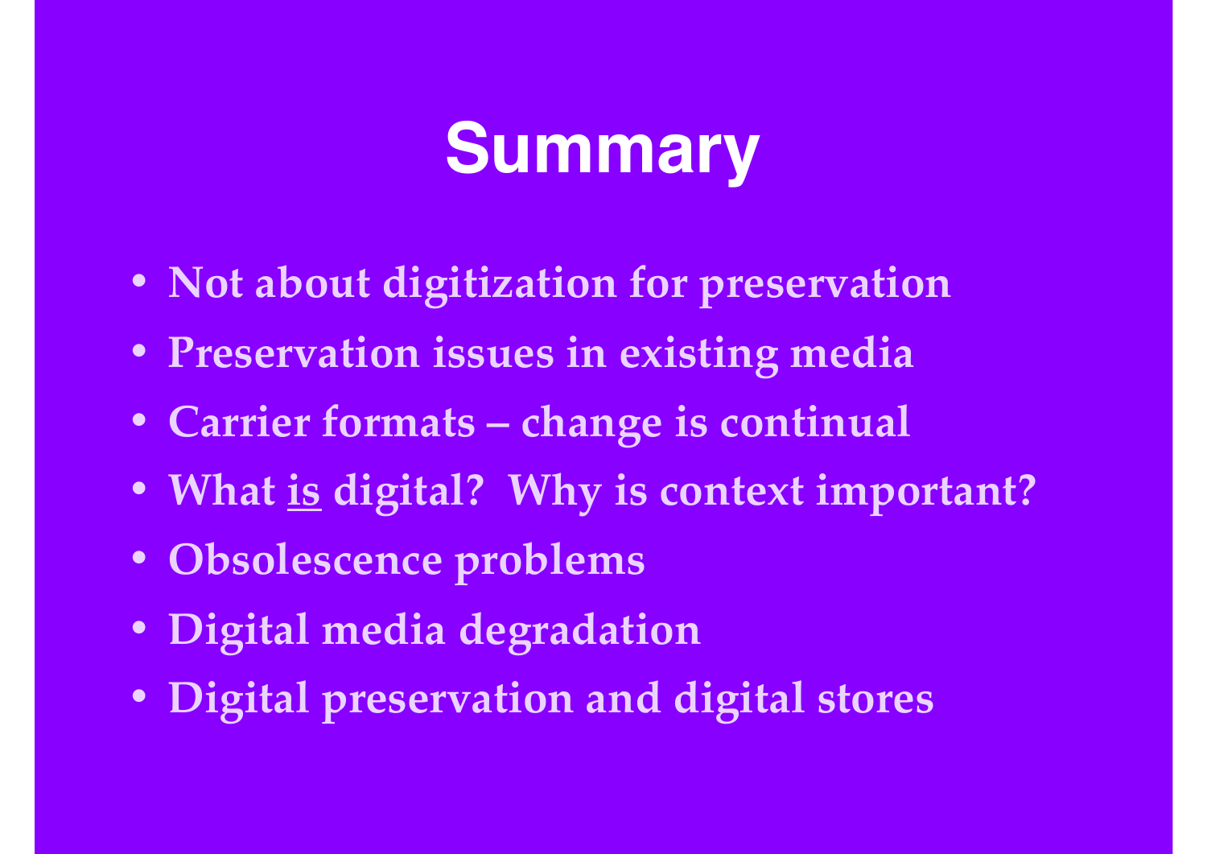# Summary

- Not about digitization for preservation
- Preservation issues in existing media
- Carrier formats – change is continual
- What <u>is</u> digital? Why is context important?
- Obsolescence problems
- Digital media degradation
- Digital preservation and digital stores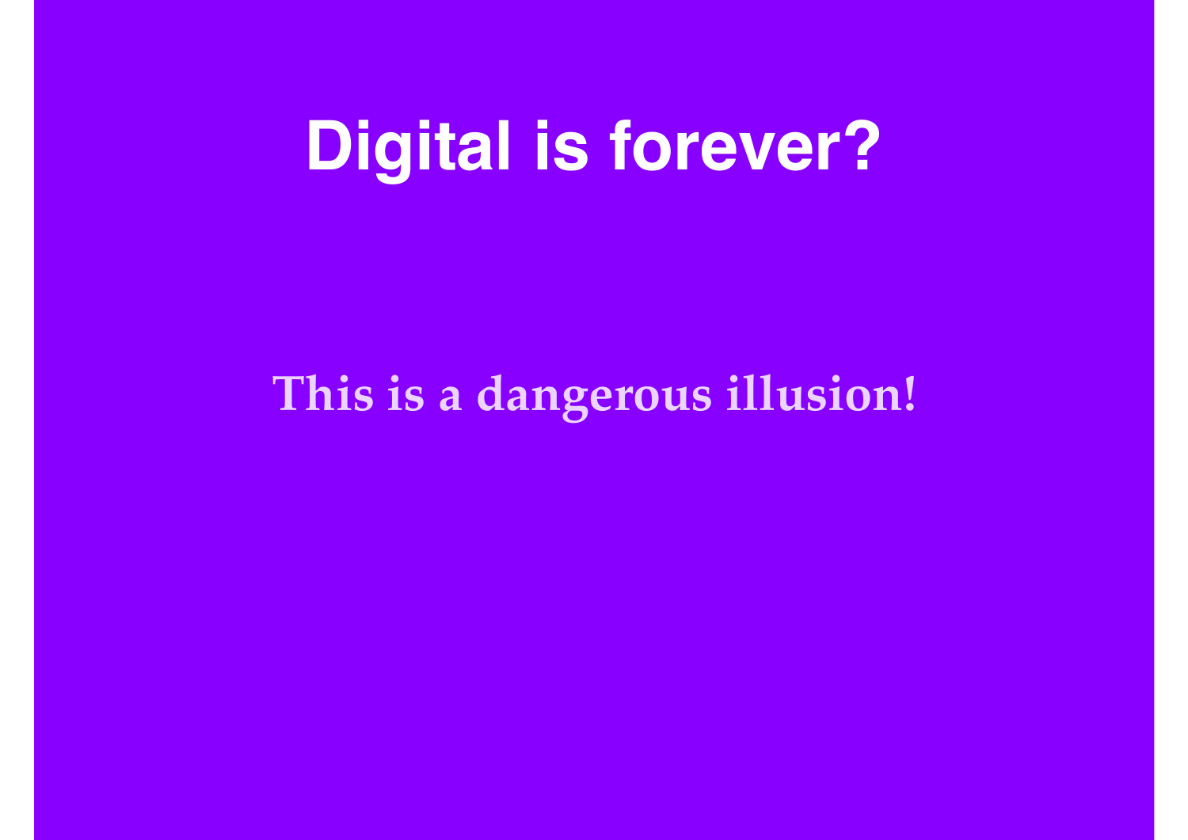# Digital is forever?

**This is a dangerous illusion!**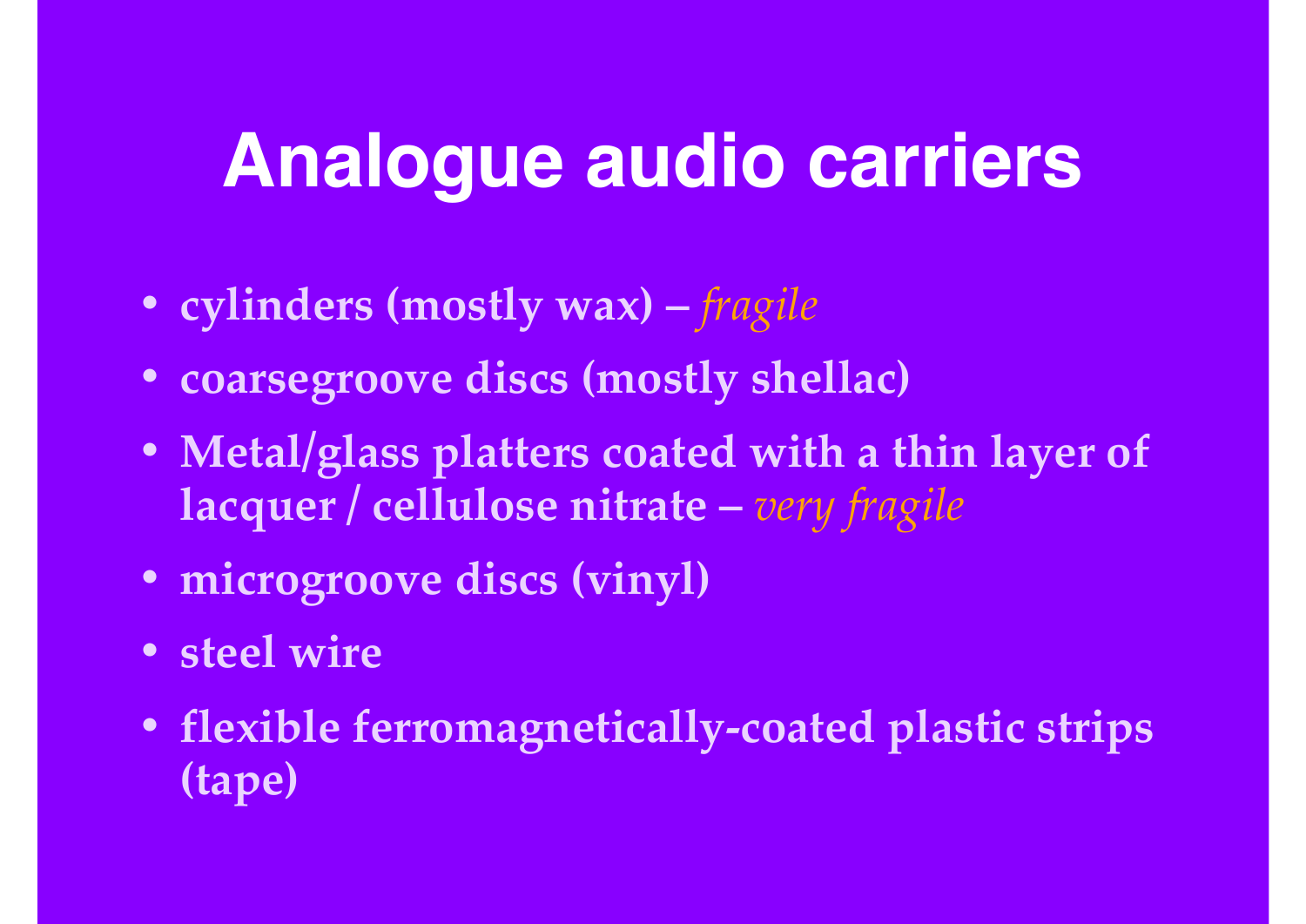# Analogue audio carriers

- cylinders (mostly wax) – *fragile*
- coarsegroove discs (mostly shellac)
- Metal/glass platters coated with a thin layer of lacquer / cellulose nitrate – *very fragile*
- microgroove discs (vinyl)
- steel wire
- flexible ferromagnetically-coated plastic strips (tape)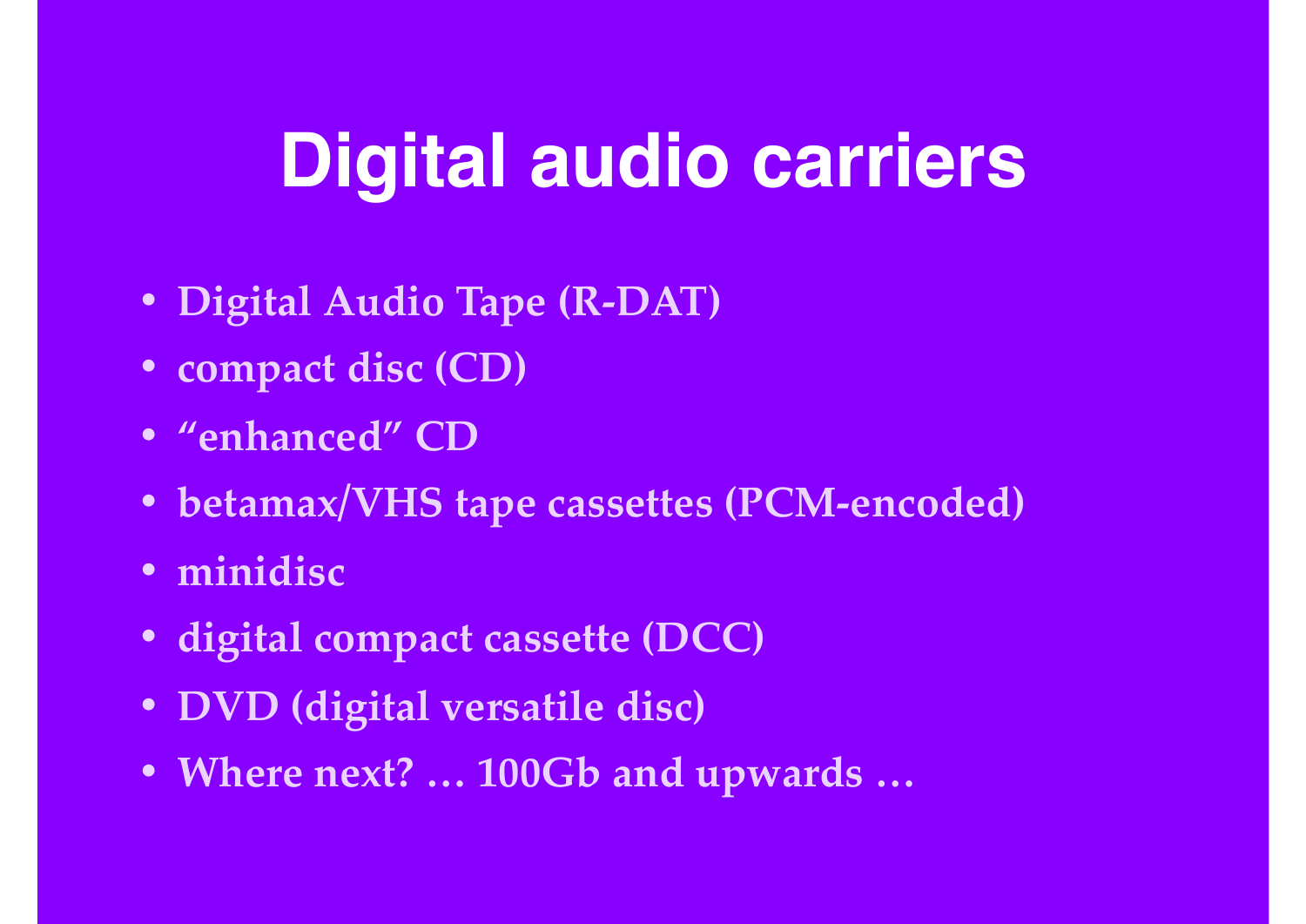# Digital audio carriers

- Digital Audio Tape (R-DAT)
- compact disc (CD)
- "enhanced" CD
- betamax/VHS tape cassettes (PCM-encoded)
- minidisc
- digital compact cassette (DCC)
- DVD (digital versatile disc)
- Where next? … 100Gb and upwards …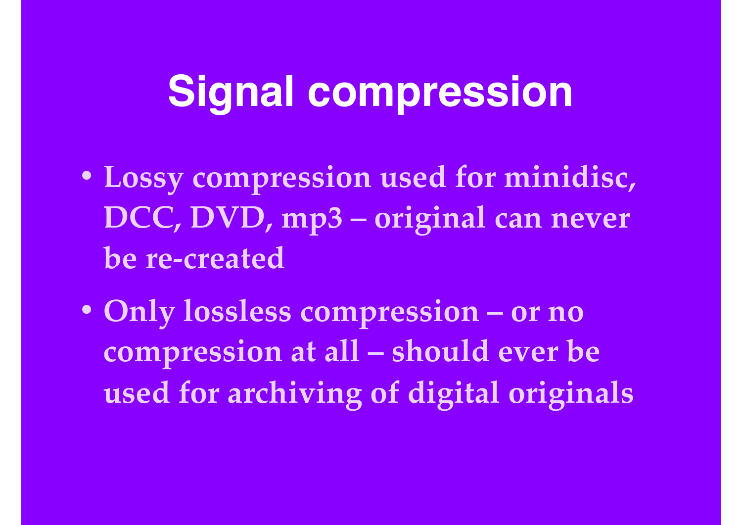# Signal compression

- Lossy compression used for minidisc, DCC, DVD, mp3 – original can never be re-created
- Only lossless compression – or no compression at all – should ever be used for archiving of digital originals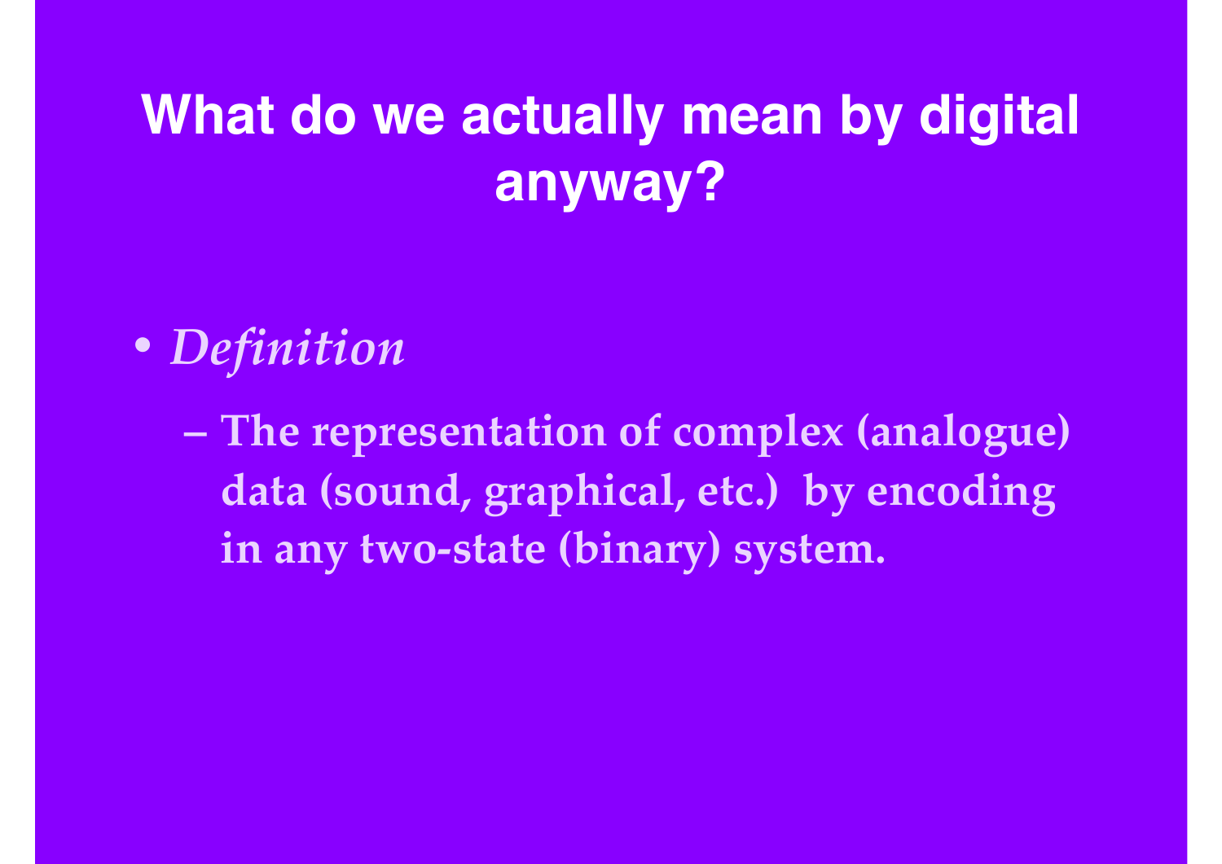# What do we actually mean by digital anyway?

- *Definition*
  - **The representation of complex (analogue) data (sound, graphical, etc.) by encoding in any two-state (binary) system.**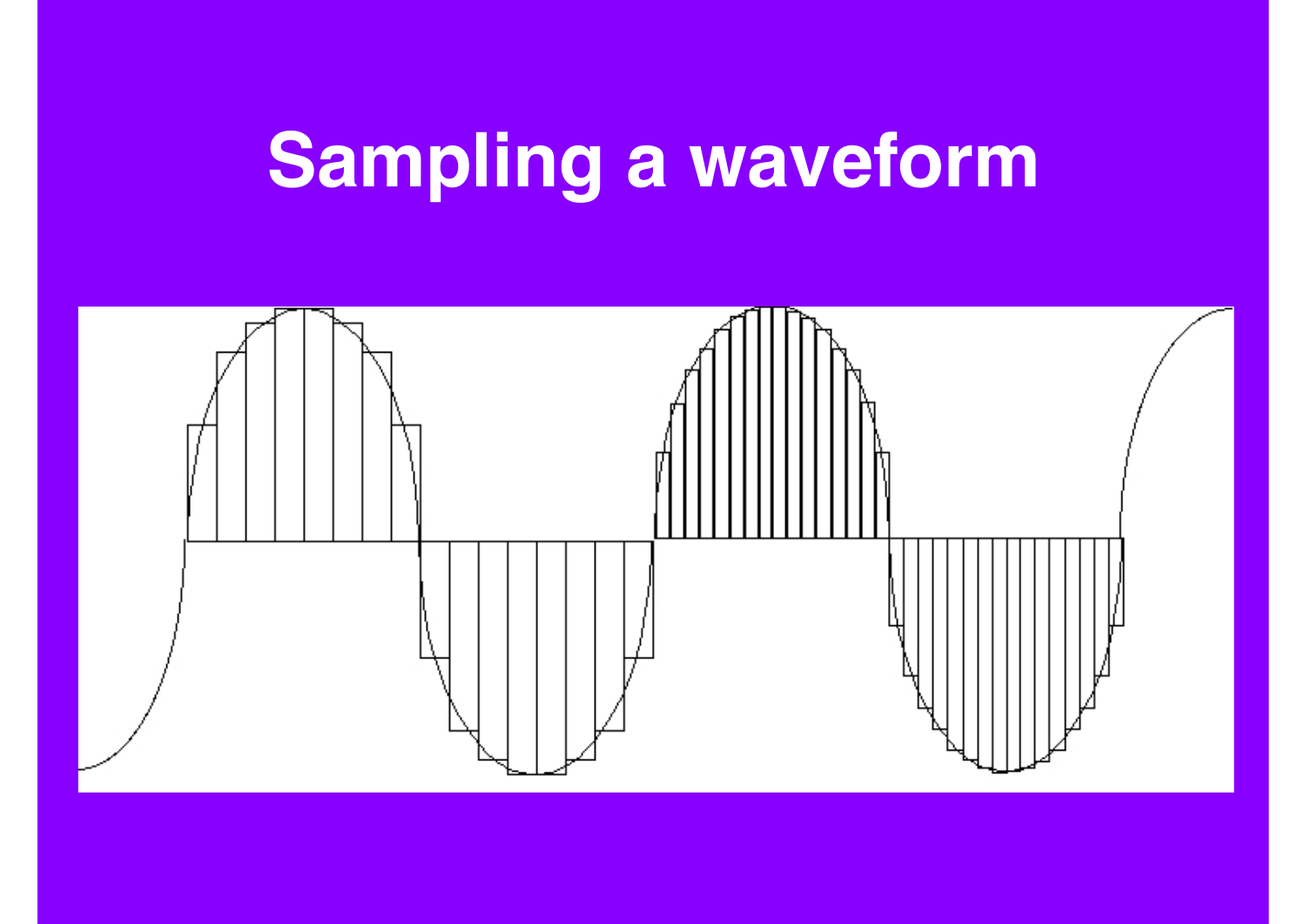# Sampling a waveform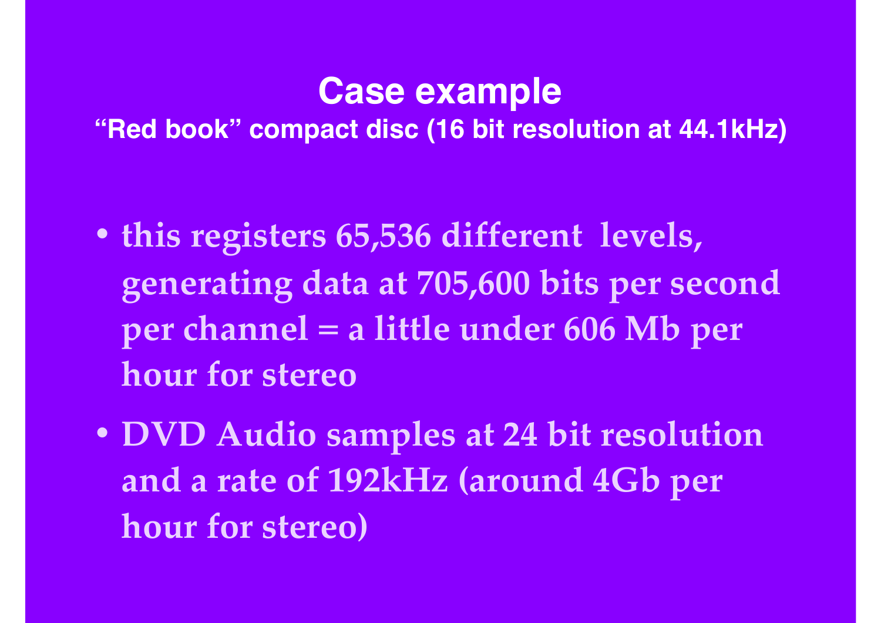# Case example

**"Red book" compact disc (16 bit resolution at 44.1kHz)**

- this registers 65,536 different levels, generating data at 705,600 bits per second per channel = a little under 606 Mb per hour for stereo
- DVD Audio samples at 24 bit resolution and a rate of 192kHz (around 4Gb per hour for stereo)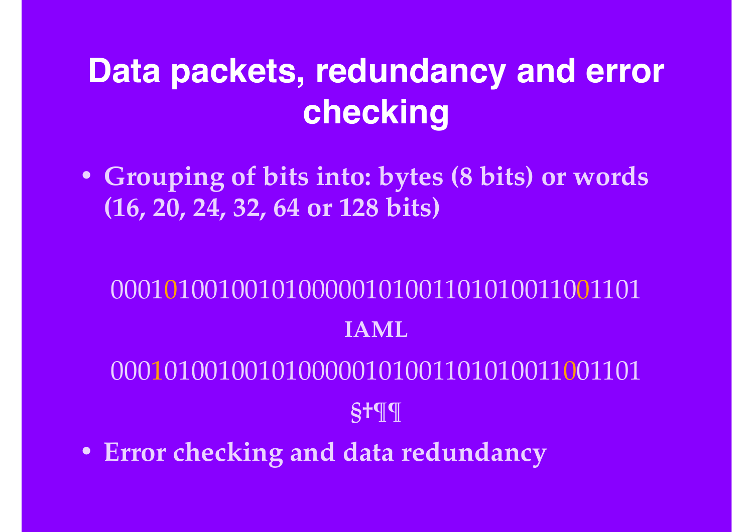# Data packets, redundancy and error checking

- **Grouping of bits into: bytes (8 bits) or words (16, 20, 24, 32, 64 or 128 bits)**

0001010010010100000101001101010011001101

**IAML**

0001010010010100000101001101010011001101

**§†¶¶**

- **Error checking and data redundancy**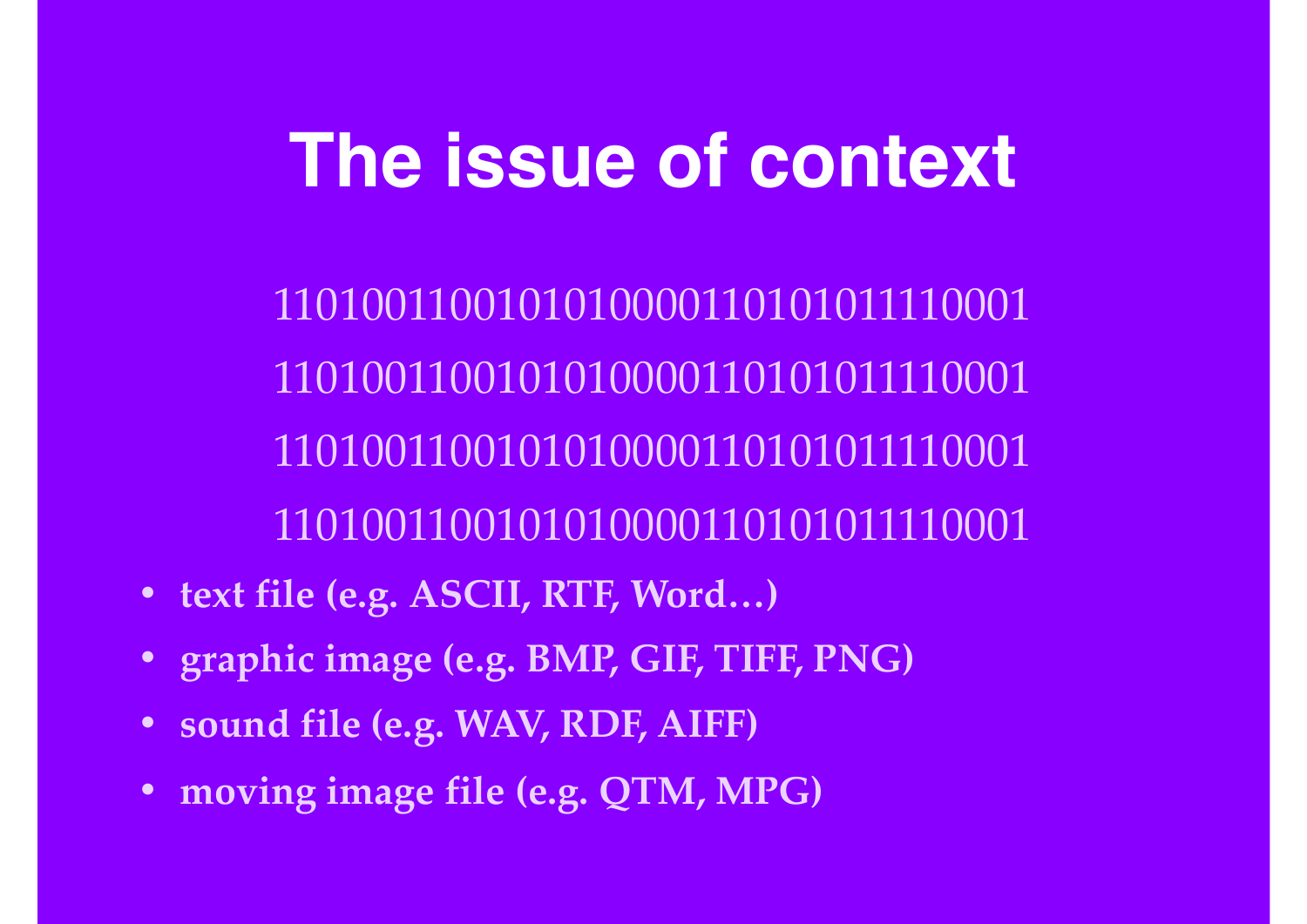# The issue of context

11010011001010100001101010111110001

11010011001010100001101010111110001

11010011001010100001101010111110001

11010011001010100001101010111110001

- **text file (e.g. ASCII, RTF, Word…)**
- **graphic image (e.g. BMP, GIF, TIFF, PNG)**
- **sound file (e.g. WAV, RDF, AIFF)**
- **moving image file (e.g. QTM, MPG)**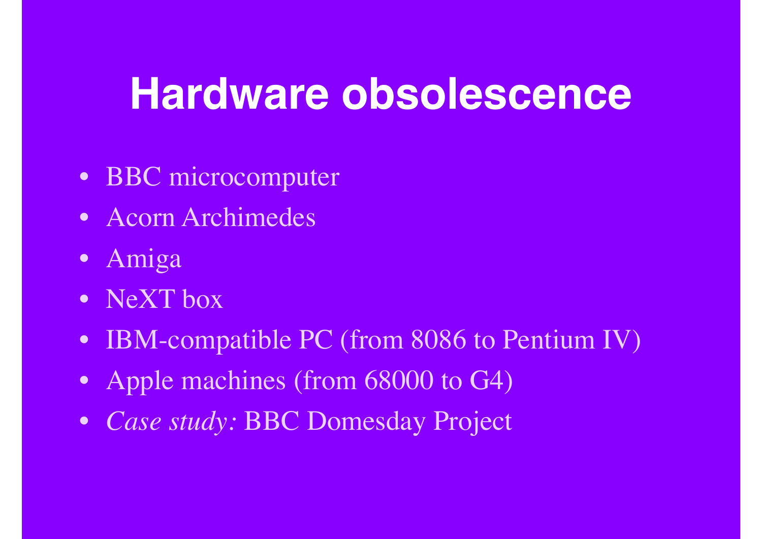# Hardware obsolescence

- BBC microcomputer
- Acorn Archimedes
- Amiga
- NeXT box
- IBM-compatible PC (from 8086 to Pentium IV)
- Apple machines (from 68000 to G4)
- *Case study:* BBC Domesday Project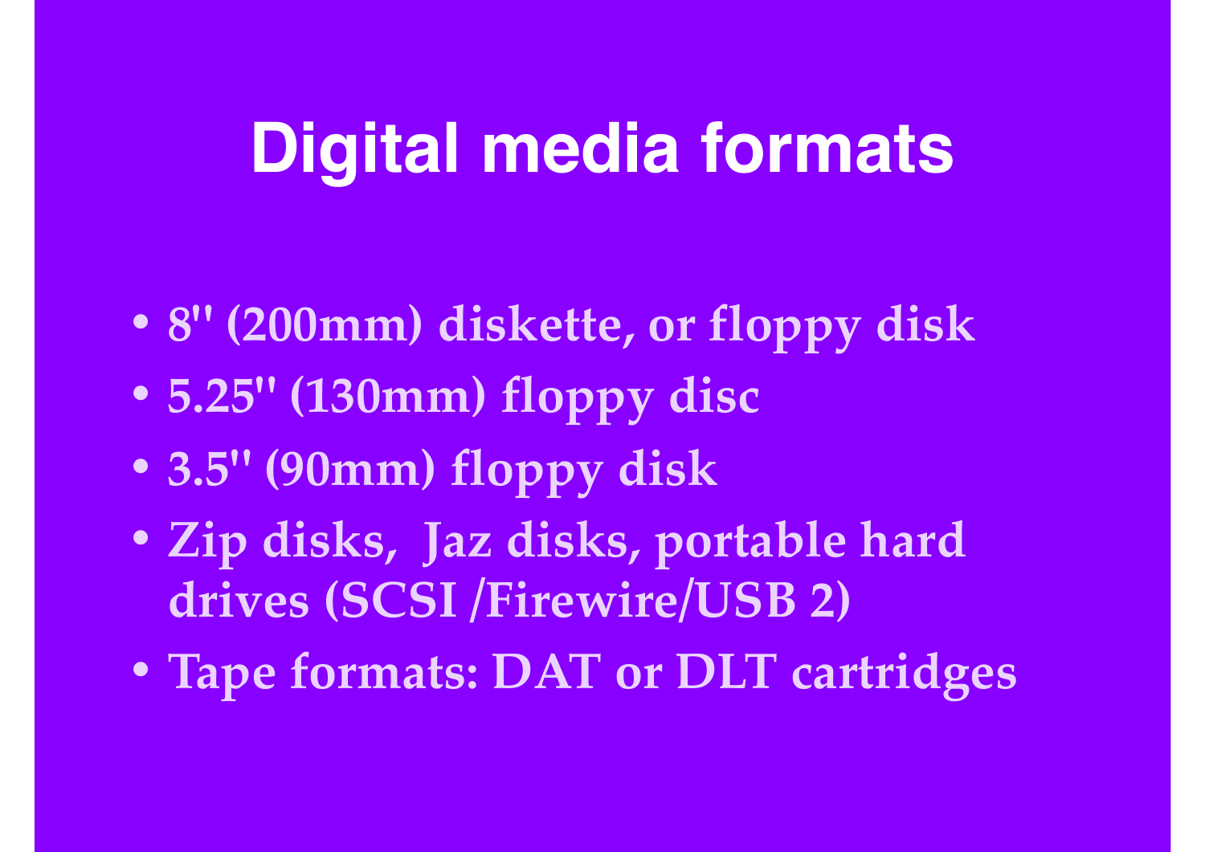# Digital media formats

- 8" (200mm) diskette, or floppy disk
- 5.25" (130mm) floppy disc
- 3.5" (90mm) floppy disk
- Zip disks, Jaz disks, portable hard drives (SCSI /Firewire/USB 2)
- Tape formats: DAT or DLT cartridges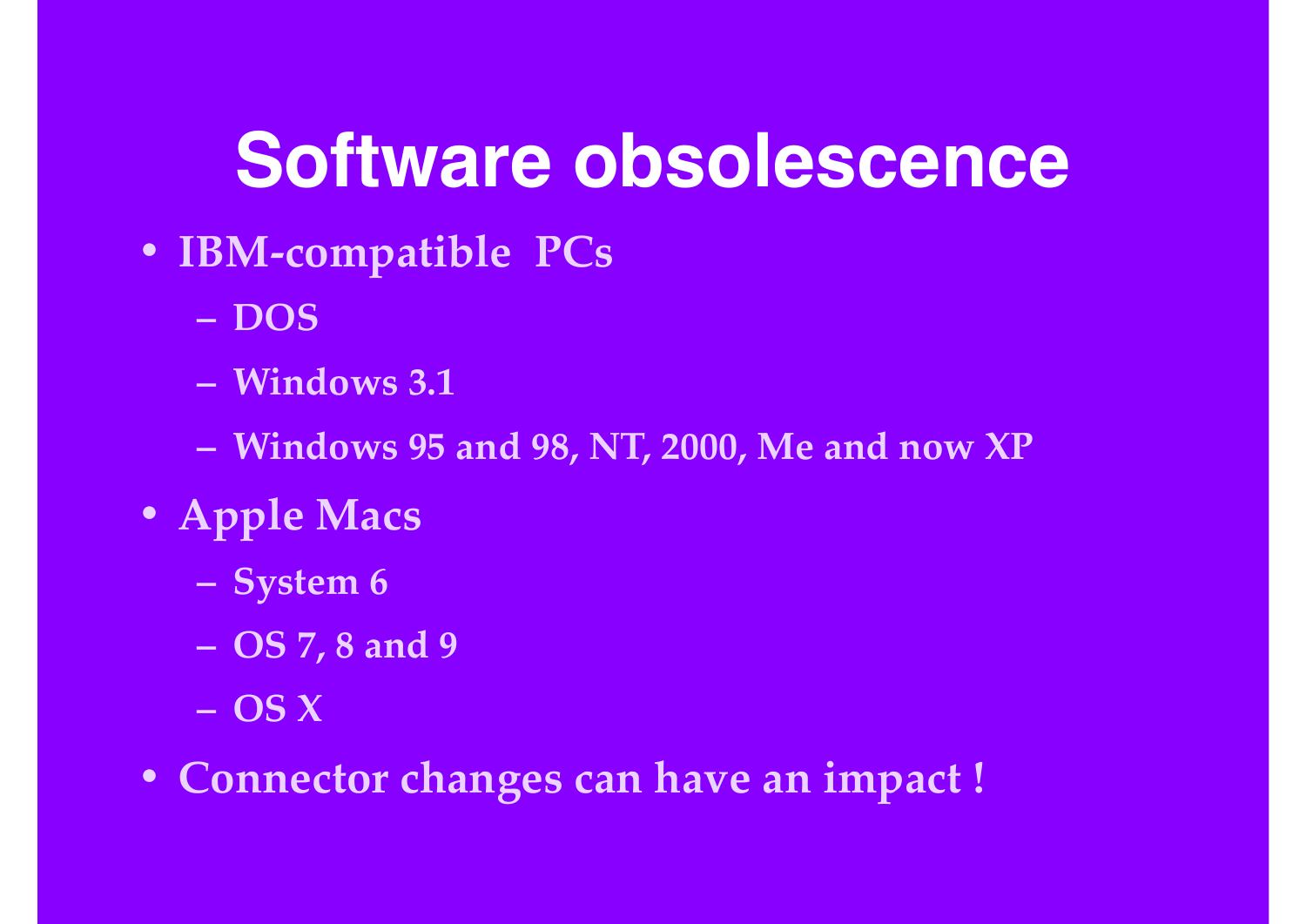# Software obsolescence

- **IBM-compatible PCs**
  - **DOS**
  - **Windows 3.1**
  - **Windows 95 and 98, NT, 2000, Me and now XP**
- **Apple Macs**
  - **System 6**
  - **OS 7, 8 and 9**
  - **OS X**
- **Connector changes can have an impact !**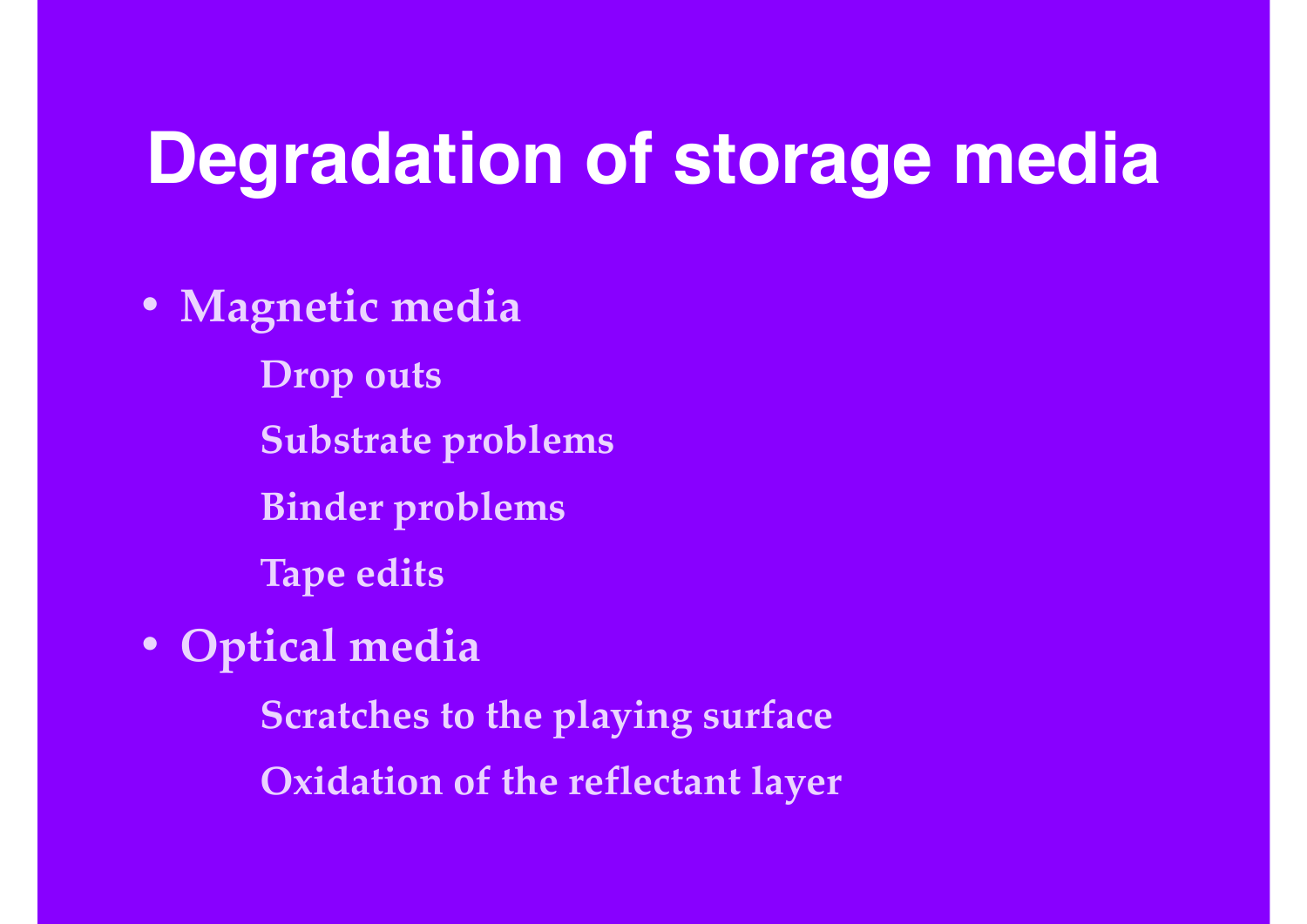# Degradation of storage media

- **Magnetic media**
  - **Drop outs**
  - **Substrate problems**
  - **Binder problems**
  - **Tape edits**
- **Optical media**
  - **Scratches to the playing surface**
  - **Oxidation of the reflectant layer**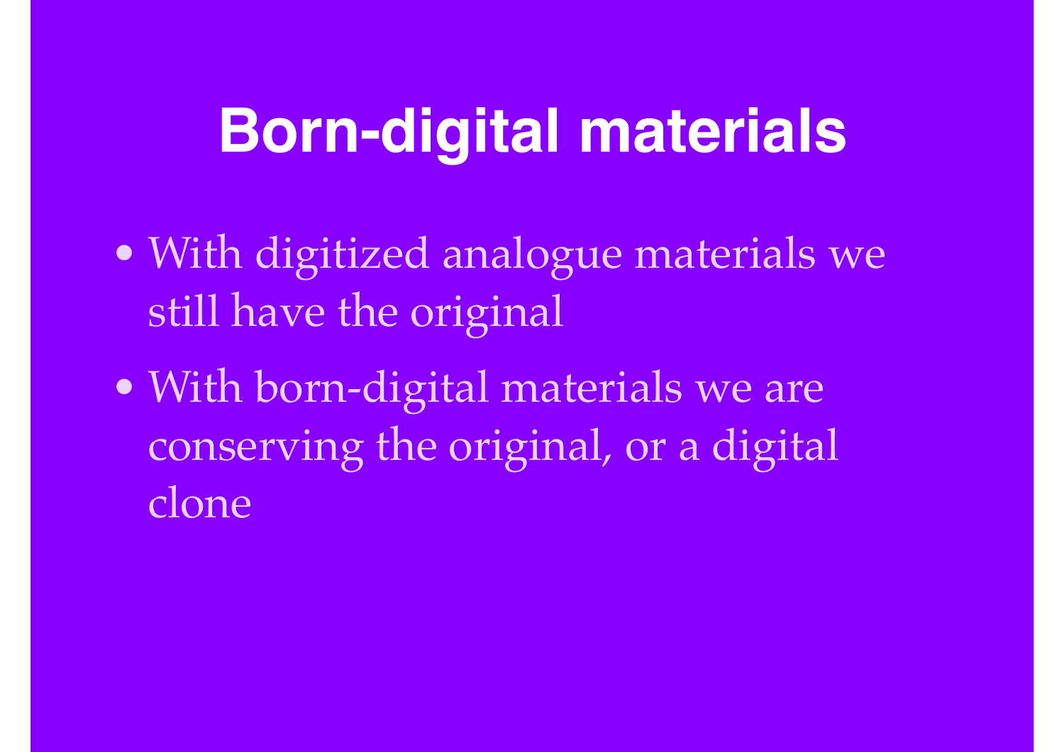# Born-digital materials

- With digitized analogue materials we still have the original
- With born-digital materials we are conserving the original, or a digital clone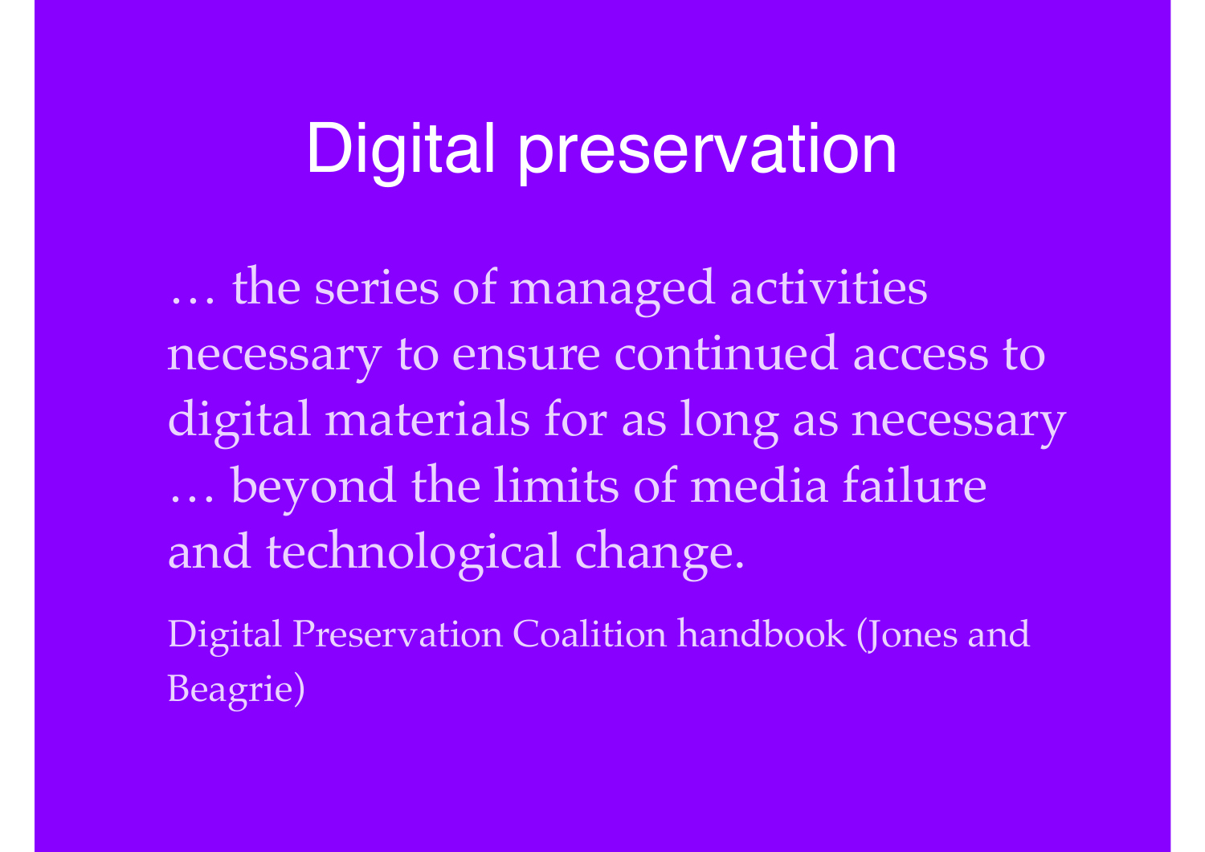# Digital preservation

… the series of managed activities necessary to ensure continued access to digital materials for as long as necessary … beyond the limits of media failure and technological change.

Digital Preservation Coalition handbook (Jones and Beagrie)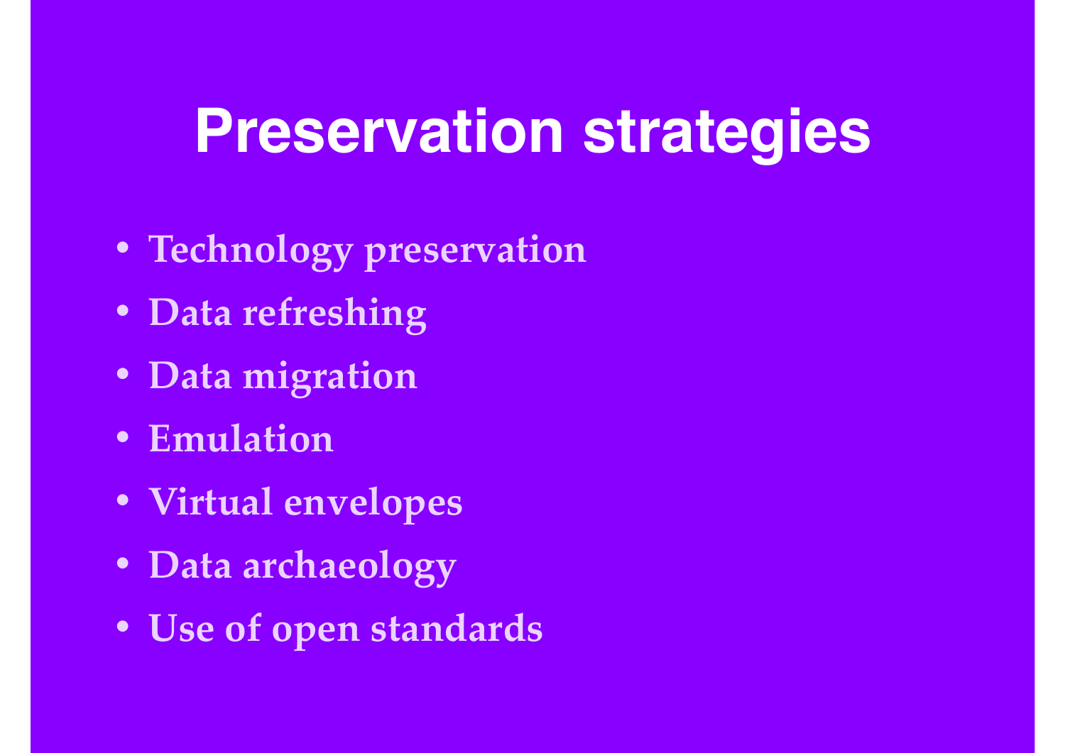# Preservation strategies

- **Technology preservation**
- **Data refreshing**
- **Data migration**
- **Emulation**
- **Virtual envelopes**
- **Data archaeology**
- **Use of open standards**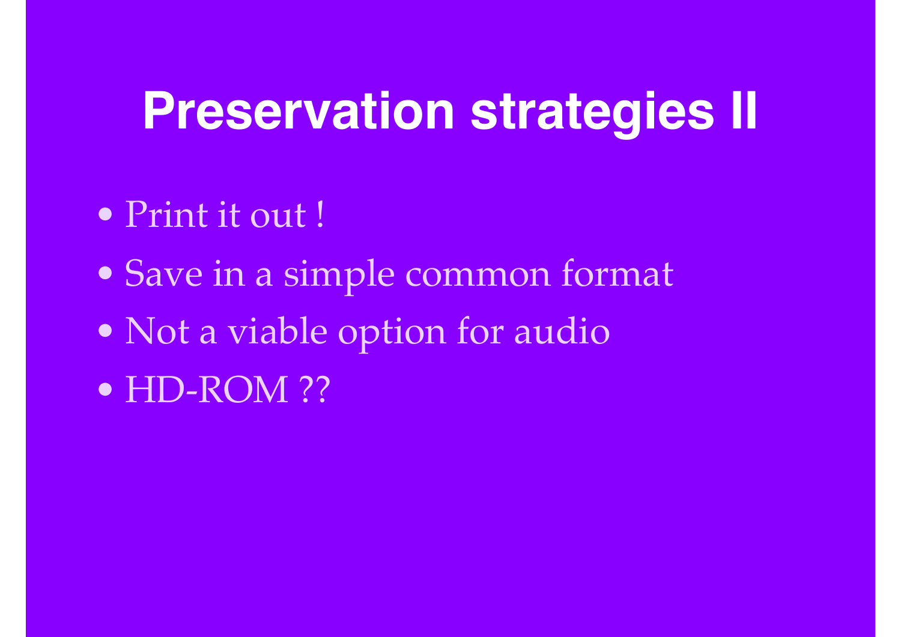# Preservation strategies II

- Print it out !
- Save in a simple common format
- Not a viable option for audio
- HD-ROM ??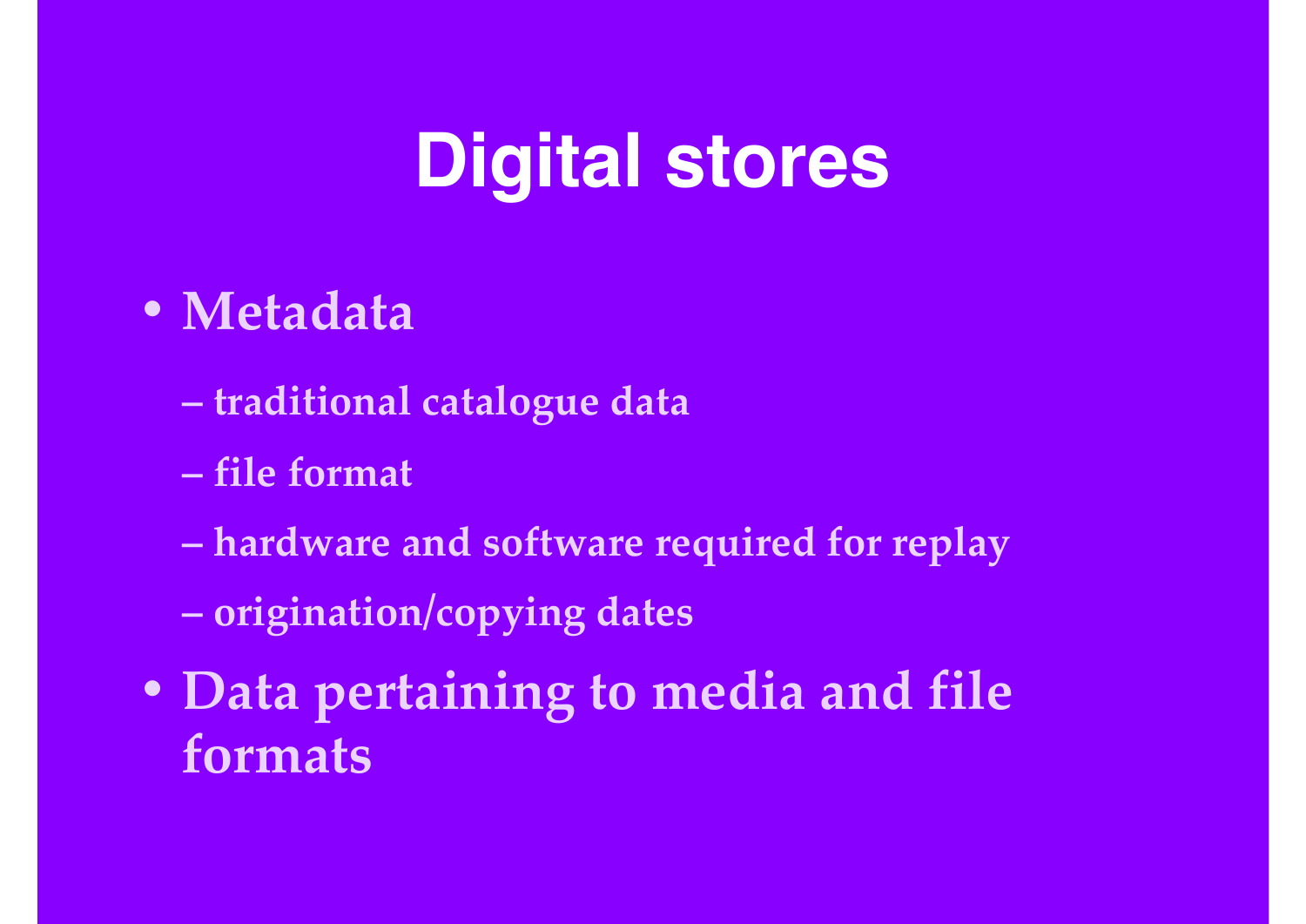# Digital stores

- Metadata
  - traditional catalogue data
  - file format
  - hardware and software required for replay
  - origination/copying dates
- Data pertaining to media and file formats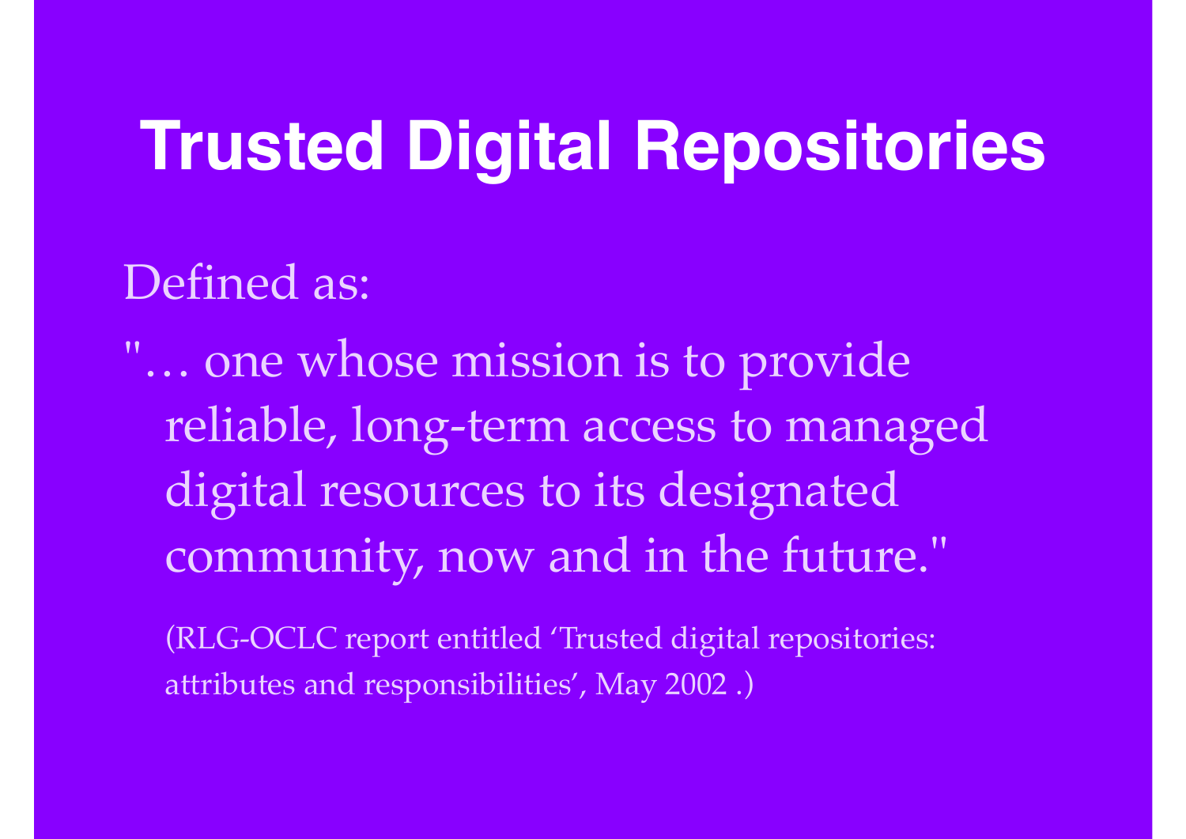# Trusted Digital Repositories

Defined as:

"… one whose mission is to provide reliable, long-term access to managed digital resources to its designated community, now and in the future."

(RLG-OCLC report entitled 'Trusted digital repositories: attributes and responsibilities', May 2002 .)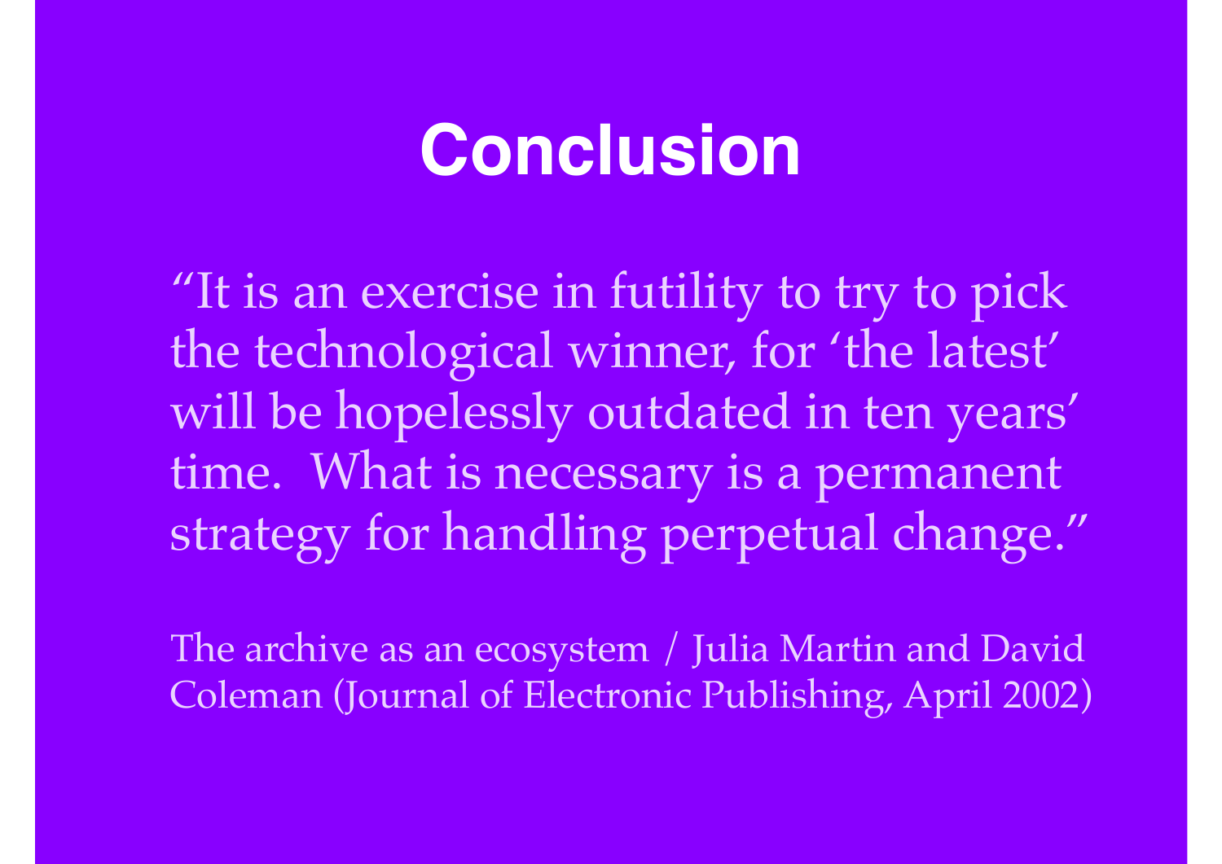# Conclusion

"It is an exercise in futility to try to pick the technological winner, for 'the latest' will be hopelessly outdated in ten years' time. What is necessary is a permanent strategy for handling perpetual change."

The archive as an ecosystem / Julia Martin and David Coleman (Journal of Electronic Publishing, April 2002)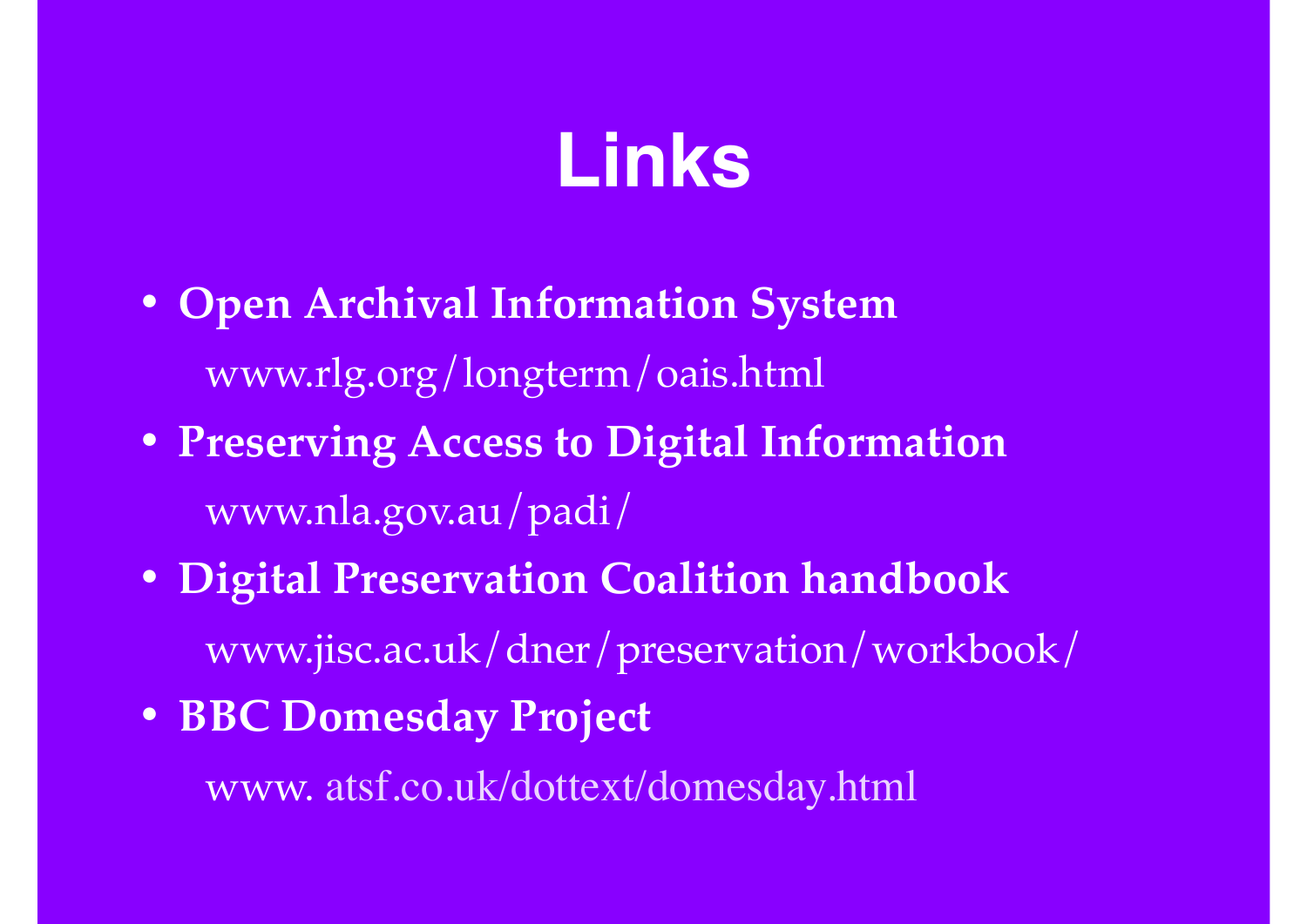# Links

- **Open Archival Information System**

  www.rlg.org/longterm/oais.html

- **Preserving Access to Digital Information**

  www.nla.gov.au/padi/

- **Digital Preservation Coalition handbook**

  www.jisc.ac.uk/dner/preservation/workbook/

- **BBC Domesday Project**

  www. atsf.co.uk/dottext/domesday.html